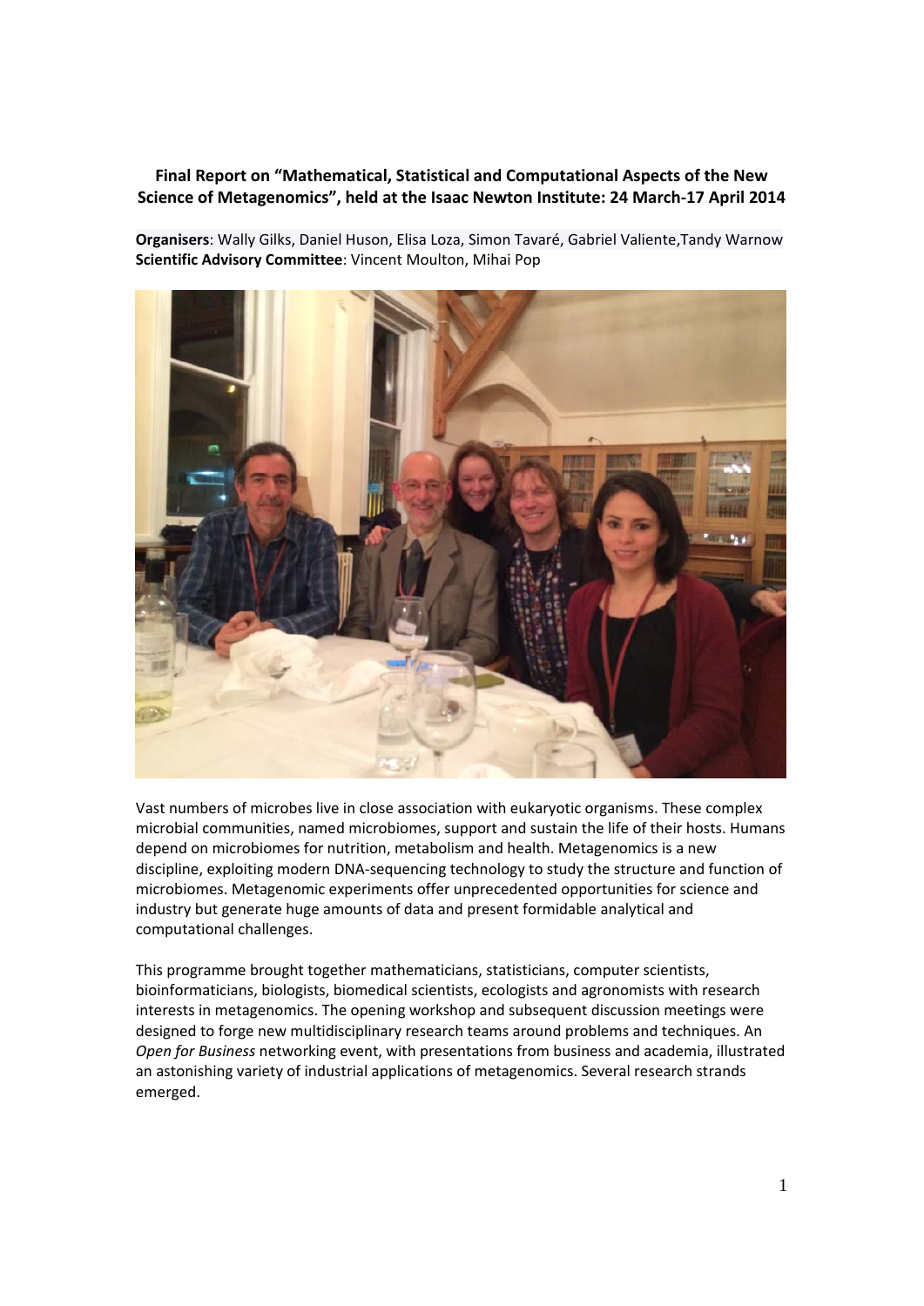**Final Report on "Mathematical, Statistical and Computational Aspects of the New Science of Metagenomics", held at the Isaac Newton Institute: 24 March-17 April 2014**

**Organisers**: Wally Gilks, Daniel Huson, Elisa Loza, Simon Tavaré, Gabriel Valiente,Tandy Warnow
**Scientific Advisory Committee**: Vincent Moulton, Mihai Pop

Vast numbers of microbes live in close association with eukaryotic organisms. These complex microbial communities, named microbiomes, support and sustain the life of their hosts. Humans depend on microbiomes for nutrition, metabolism and health. Metagenomics is a new discipline, exploiting modern DNA-sequencing technology to study the structure and function of microbiomes. Metagenomic experiments offer unprecedented opportunities for science and industry but generate huge amounts of data and present formidable analytical and computational challenges.

This programme brought together mathematicians, statisticians, computer scientists, bioinformaticians, biologists, biomedical scientists, ecologists and agronomists with research interests in metagenomics. The opening workshop and subsequent discussion meetings were designed to forge new multidisciplinary research teams around problems and techniques. An *Open for Business* networking event, with presentations from business and academia, illustrated an astonishing variety of industrial applications of metagenomics. Several research strands emerged.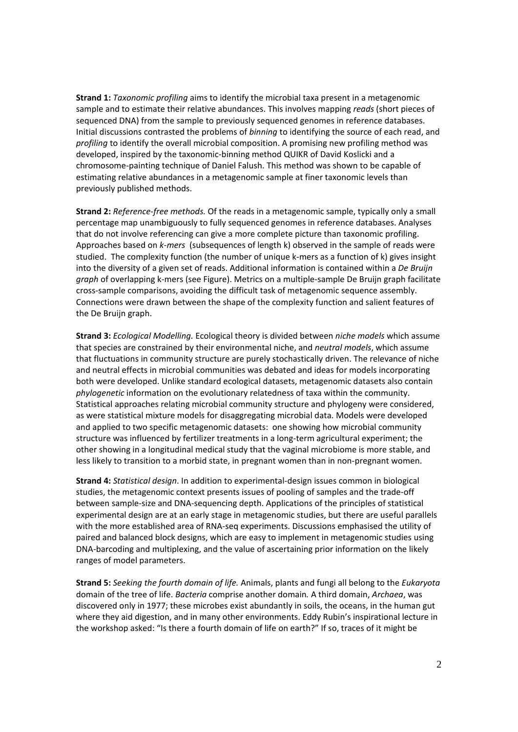**Strand 1:** *Taxonomic profiling* aims to identify the microbial taxa present in a metagenomic sample and to estimate their relative abundances. This involves mapping *reads* (short pieces of sequenced DNA) from the sample to previously sequenced genomes in reference databases. Initial discussions contrasted the problems of *binning* to identifying the source of each read, and *profiling* to identify the overall microbial composition. A promising new profiling method was developed, inspired by the taxonomic-binning method QUIKR of David Koslicki and a chromosome-painting technique of Daniel Falush. This method was shown to be capable of estimating relative abundances in a metagenomic sample at finer taxonomic levels than previously published methods.

**Strand 2:** *Reference-free methods.* Of the reads in a metagenomic sample, typically only a small percentage map unambiguously to fully sequenced genomes in reference databases. Analyses that do not involve referencing can give a more complete picture than taxonomic profiling. Approaches based on *k-mers* (subsequences of length k) observed in the sample of reads were studied. The complexity function (the number of unique k-mers as a function of k) gives insight into the diversity of a given set of reads. Additional information is contained within a *De Bruijn graph* of overlapping k-mers (see Figure). Metrics on a multiple-sample De Bruijn graph facilitate cross-sample comparisons, avoiding the difficult task of metagenomic sequence assembly. Connections were drawn between the shape of the complexity function and salient features of the De Bruijn graph.

**Strand 3:** *Ecological Modelling.* Ecological theory is divided between *niche models* which assume that species are constrained by their environmental niche, and *neutral models*, which assume that fluctuations in community structure are purely stochastically driven. The relevance of niche and neutral effects in microbial communities was debated and ideas for models incorporating both were developed. Unlike standard ecological datasets, metagenomic datasets also contain *phylogenetic* information on the evolutionary relatedness of taxa within the community. Statistical approaches relating microbial community structure and phylogeny were considered, as were statistical mixture models for disaggregating microbial data. Models were developed and applied to two specific metagenomic datasets: one showing how microbial community structure was influenced by fertilizer treatments in a long-term agricultural experiment; the other showing in a longitudinal medical study that the vaginal microbiome is more stable, and less likely to transition to a morbid state, in pregnant women than in non-pregnant women.

**Strand 4:** *Statistical design*. In addition to experimental-design issues common in biological studies, the metagenomic context presents issues of pooling of samples and the trade-off between sample-size and DNA-sequencing depth. Applications of the principles of statistical experimental design are at an early stage in metagenomic studies, but there are useful parallels with the more established area of RNA-seq experiments. Discussions emphasised the utility of paired and balanced block designs, which are easy to implement in metagenomic studies using DNA-barcoding and multiplexing, and the value of ascertaining prior information on the likely ranges of model parameters.

**Strand 5:** *Seeking the fourth domain of life.* Animals, plants and fungi all belong to the *Eukaryota* domain of the tree of life. *Bacteria* comprise another domain. A third domain, *Archaea*, was discovered only in 1977; these microbes exist abundantly in soils, the oceans, in the human gut where they aid digestion, and in many other environments. Eddy Rubin's inspirational lecture in the workshop asked: "Is there a fourth domain of life on earth?" If so, traces of it might be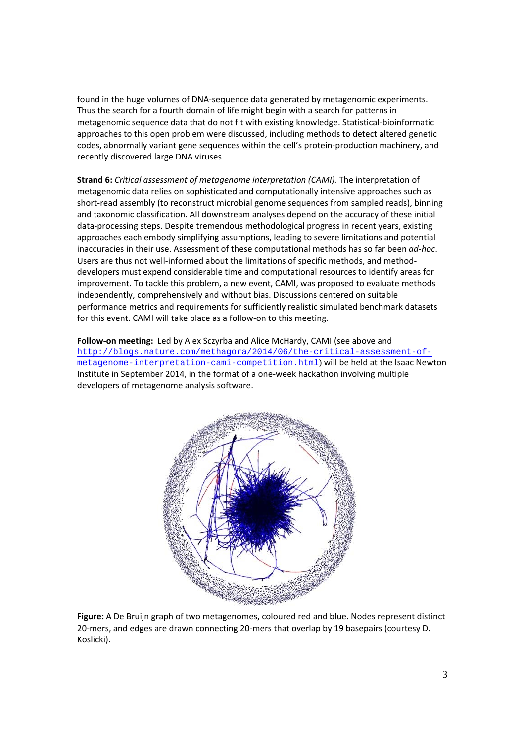found in the huge volumes of DNA-sequence data generated by metagenomic experiments. Thus the search for a fourth domain of life might begin with a search for patterns in metagenomic sequence data that do not fit with existing knowledge. Statistical-bioinformatic approaches to this open problem were discussed, including methods to detect altered genetic codes, abnormally variant gene sequences within the cell's protein-production machinery, and recently discovered large DNA viruses.

**Strand 6:** *Critical assessment of metagenome interpretation (CAMI).* The interpretation of metagenomic data relies on sophisticated and computationally intensive approaches such as short-read assembly (to reconstruct microbial genome sequences from sampled reads), binning and taxonomic classification. All downstream analyses depend on the accuracy of these initial data-processing steps. Despite tremendous methodological progress in recent years, existing approaches each embody simplifying assumptions, leading to severe limitations and potential inaccuracies in their use. Assessment of these computational methods has so far been *ad-hoc*. Users are thus not well-informed about the limitations of specific methods, and method-developers must expend considerable time and computational resources to identify areas for improvement. To tackle this problem, a new event, CAMI, was proposed to evaluate methods independently, comprehensively and without bias. Discussions centered on suitable performance metrics and requirements for sufficiently realistic simulated benchmark datasets for this event. CAMI will take place as a follow-on to this meeting.

**Follow-on meeting:** Led by Alex Sczyrba and Alice McHardy, CAMI (see above and http://blogs.nature.com/methagora/2014/06/the-critical-assessment-of-metagenome-interpretation-cami-competition.html) will be held at the Isaac Newton Institute in September 2014, in the format of a one-week hackathon involving multiple developers of metagenome analysis software.

**Figure:** A De Bruijn graph of two metagenomes, coloured red and blue. Nodes represent distinct 20-mers, and edges are drawn connecting 20-mers that overlap by 19 basepairs (courtesy D. Koslicki).